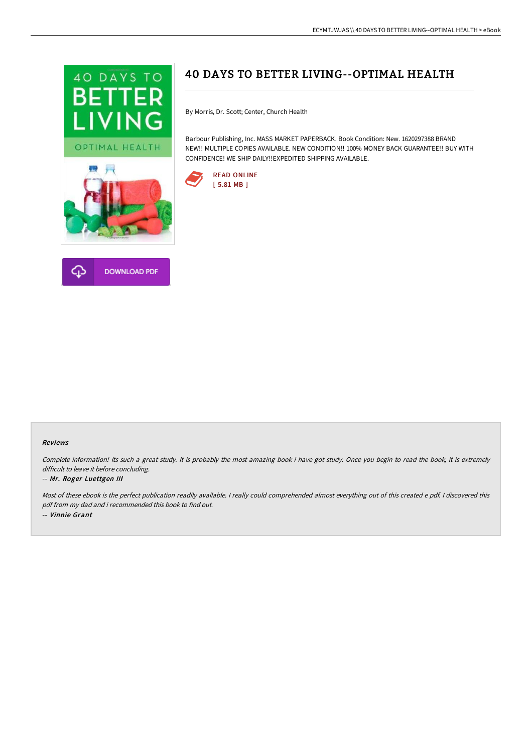# 40 DAYS TO BETTER LIVING--OPTIMAL HEALTH

By Morris, Dr. Scott; Center, Church Health

Barbour Publishing, Inc. MASS MARKET PAPERBACK. Book Condition: New. 1620297388 BRAND NEW!! MULTIPLE COPIES AVAILABLE. NEW CONDITION!! 100% MONEY BACK GUARANTEE!! BUY WITH CONFIDENCE! WE SHIP DAILY!!EXPEDITED SHIPPING AVAILABLE.

READ ONLINE
[ 5.81 MB ]

DOWNLOAD PDF

### Reviews

*Complete information! Its such a great study. It is probably the most amazing book i have got study. Once you begin to read the book, it is extremely difficult to leave it before concluding.*

-- ***Mr. Roger Luettgen III***

*Most of these ebook is the perfect publication readily available. I really could comprehended almost everything out of this created e pdf. I discovered this pdf from my dad and i recommended this book to find out.*

-- ***Vinnie Grant***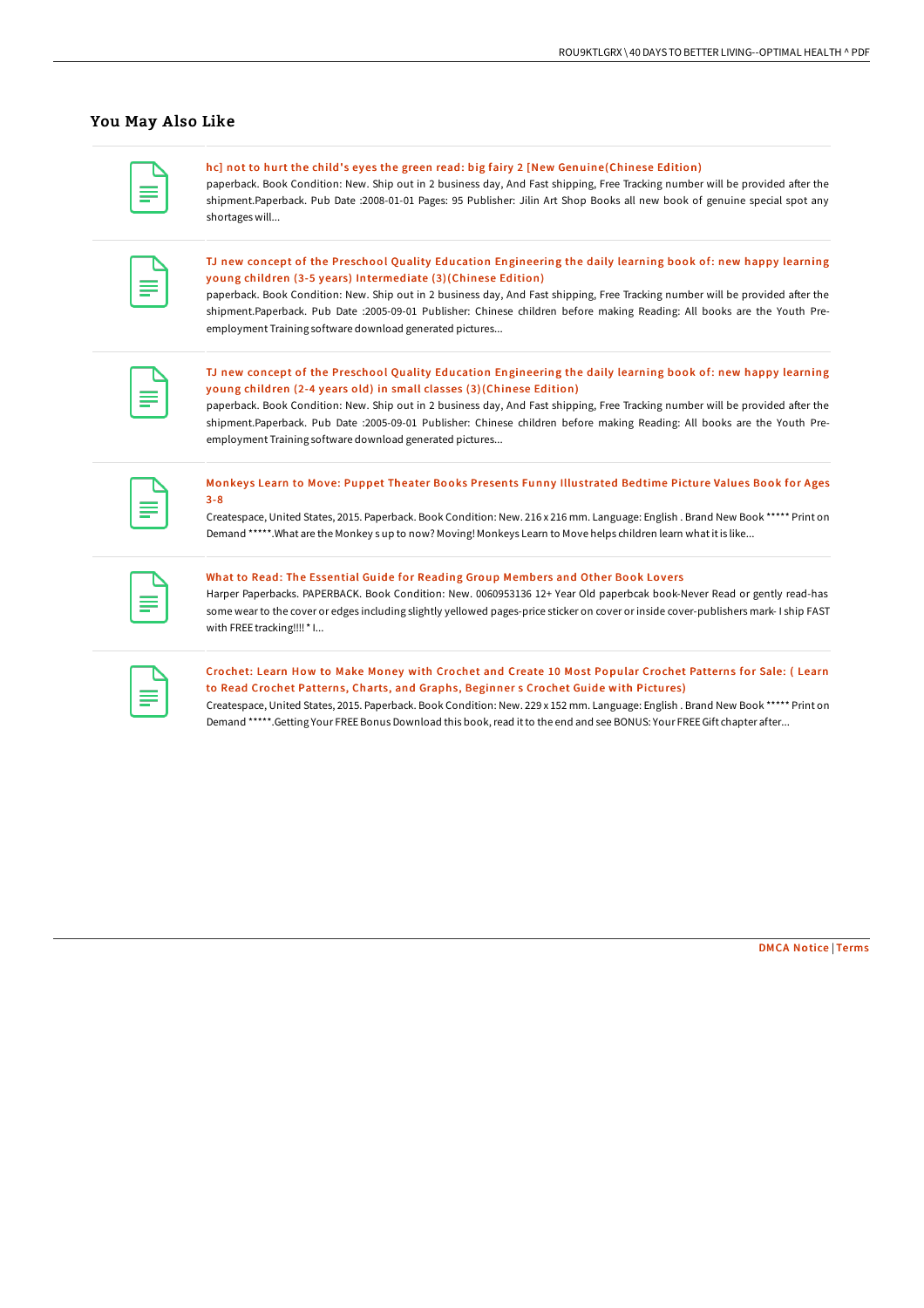## You May Also Like

**hc] not to hurt the child's eyes the green read: big fairy 2 [New Genuine(Chinese Edition)**

paperback. Book Condition: New. Ship out in 2 business day, And Fast shipping, Free Tracking number will be provided after the shipment.Paperback. Pub Date :2008-01-01 Pages: 95 Publisher: Jilin Art Shop Books all new book of genuine special spot any shortages will...

**TJ new concept of the Preschool Quality Education Engineering the daily learning book of: new happy learning young children (3-5 years) Intermediate (3)(Chinese Edition)**

paperback. Book Condition: New. Ship out in 2 business day, And Fast shipping, Free Tracking number will be provided after the shipment.Paperback. Pub Date :2005-09-01 Publisher: Chinese children before making Reading: All books are the Youth Pre-employment Training software download generated pictures...

**TJ new concept of the Preschool Quality Education Engineering the daily learning book of: new happy learning young children (2-4 years old) in small classes (3)(Chinese Edition)**

paperback. Book Condition: New. Ship out in 2 business day, And Fast shipping, Free Tracking number will be provided after the shipment.Paperback. Pub Date :2005-09-01 Publisher: Chinese children before making Reading: All books are the Youth Pre-employment Training software download generated pictures...

**Monkeys Learn to Move: Puppet Theater Books Presents Funny Illustrated Bedtime Picture Values Book for Ages 3-8**

Createspace, United States, 2015. Paperback. Book Condition: New. 216 x 216 mm. Language: English . Brand New Book ***** Print on Demand *****.What are the Monkey s up to now? Moving! Monkeys Learn to Move helps children learn what it is like...

**What to Read: The Essential Guide for Reading Group Members and Other Book Lovers**

Harper Paperbacks. PAPERBACK. Book Condition: New. 0060953136 12+ Year Old paperbcak book-Never Read or gently read-has some wear to the cover or edges including slightly yellowed pages-price sticker on cover or inside cover-publishers mark- I ship FAST with FREE tracking!!!! * I...

**Crochet: Learn How to Make Money with Crochet and Create 10 Most Popular Crochet Patterns for Sale: ( Learn to Read Crochet Patterns, Charts, and Graphs, Beginner s Crochet Guide with Pictures)**

Createspace, United States, 2015. Paperback. Book Condition: New. 229 x 152 mm. Language: English . Brand New Book ***** Print on Demand *****.Getting Your FREE Bonus Download this book, read it to the end and see BONUS: Your FREE Gift chapter after...

DMCA Notice | Terms